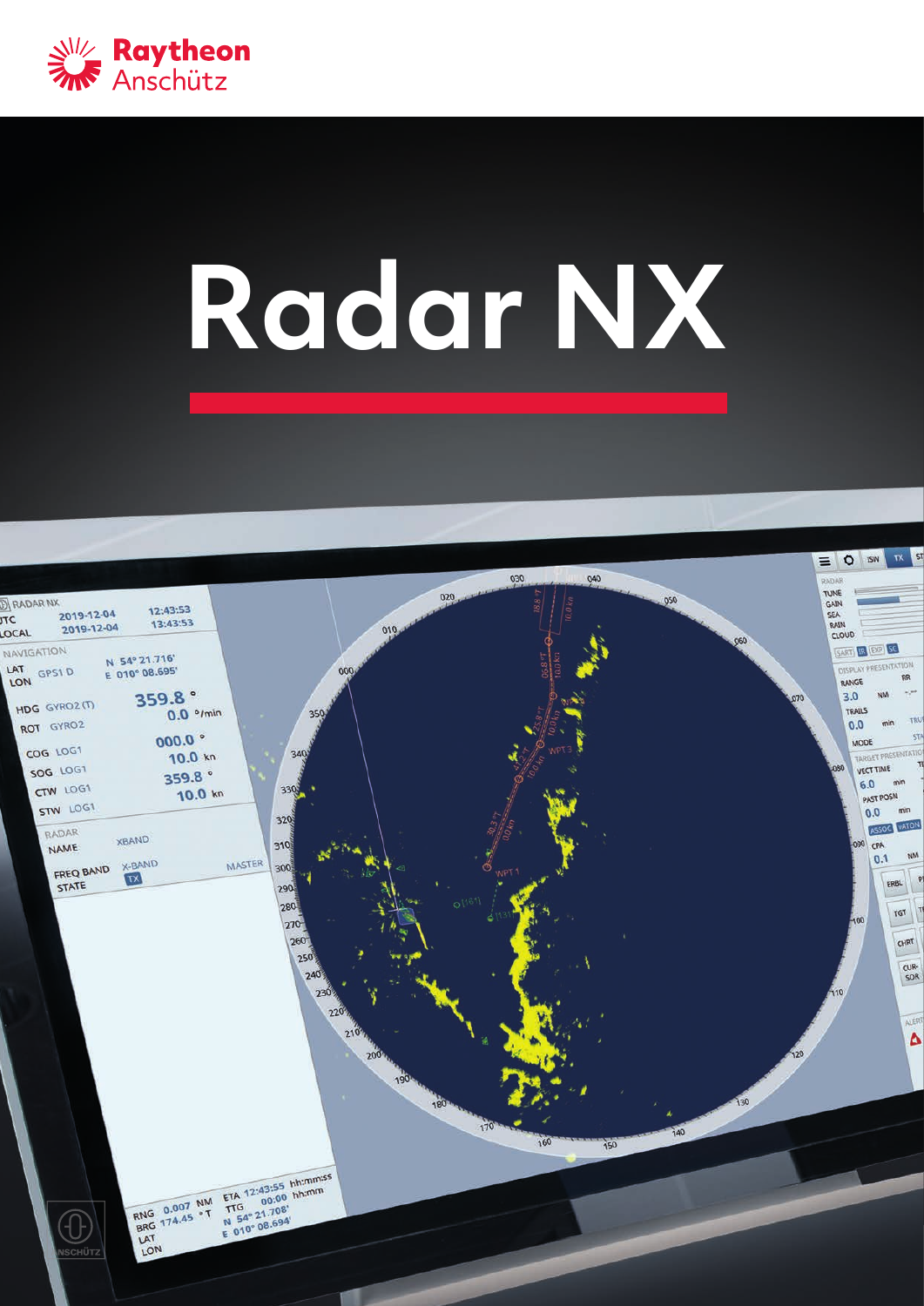Raytheon Anschütz

# Radar NX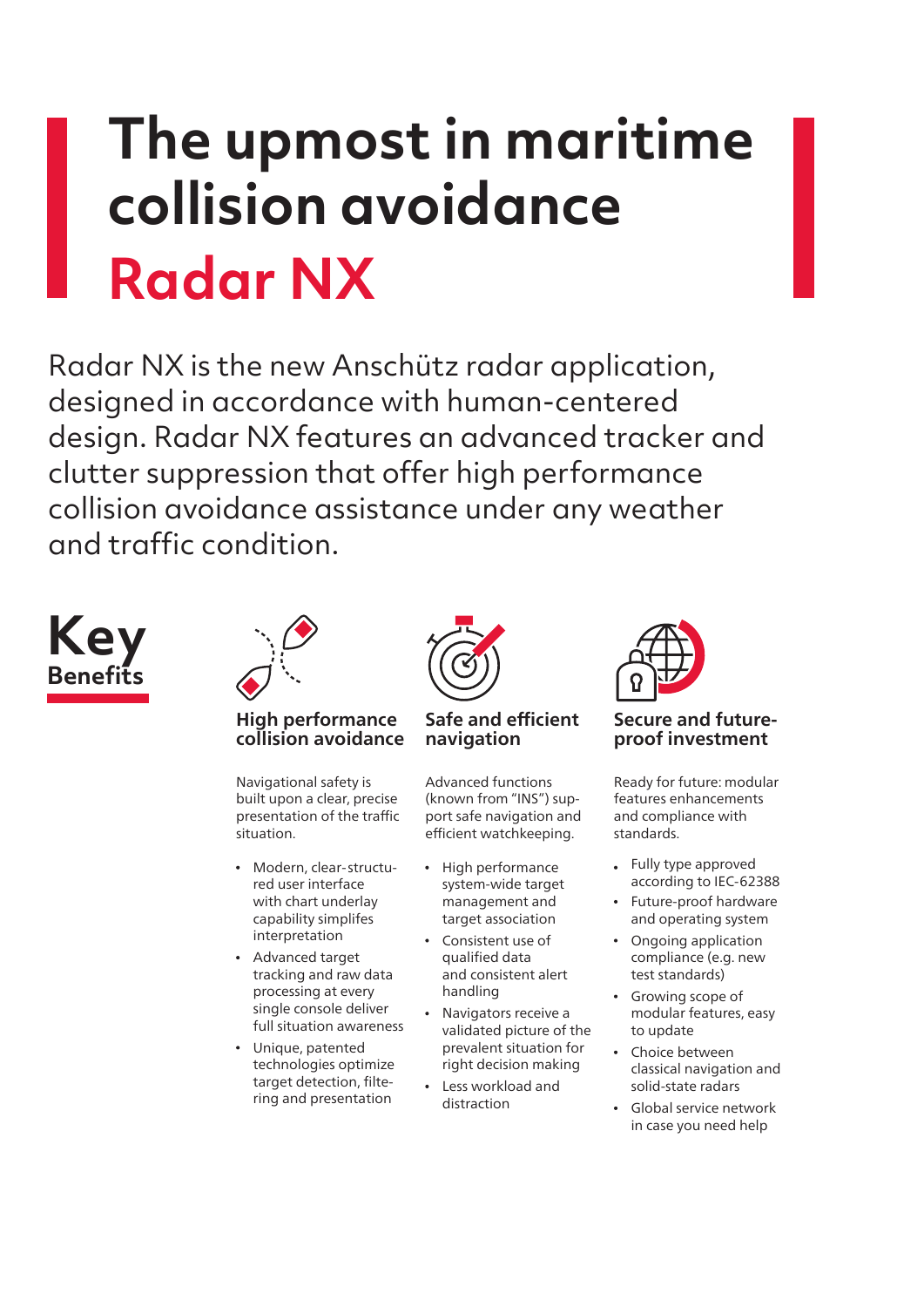# The upmost in maritime collision avoidance

# Radar NX

Radar NX is the new Anschütz radar application, designed in accordance with human-centered design. Radar NX features an advanced tracker and clutter suppression that offer high performance collision avoidance assistance under any weather and traffic condition.

## Key Benefits

### High performance collision avoidance

Navigational safety is built upon a clear, precise presentation of the traffic situation.

- Modern, clear-structured user interface with chart underlay capability simplifes interpretation
- Advanced target tracking and raw data processing at every single console deliver full situation awareness
- Unique, patented technologies optimize target detection, filtering and presentation

### Safe and efficient navigation

Advanced functions (known from "INS") support safe navigation and efficient watchkeeping.

- High performance system-wide target management and target association
- Consistent use of qualified data and consistent alert handling
- Navigators receive a validated picture of the prevalent situation for right decision making
- Less workload and distraction

### Secure and future-proof investment

Ready for future: modular features enhancements and compliance with standards.

- Fully type approved according to IEC-62388
- Future-proof hardware and operating system
- Ongoing application compliance (e.g. new test standards)
- Growing scope of modular features, easy to update
- Choice between classical navigation and solid-state radars
- Global service network in case you need help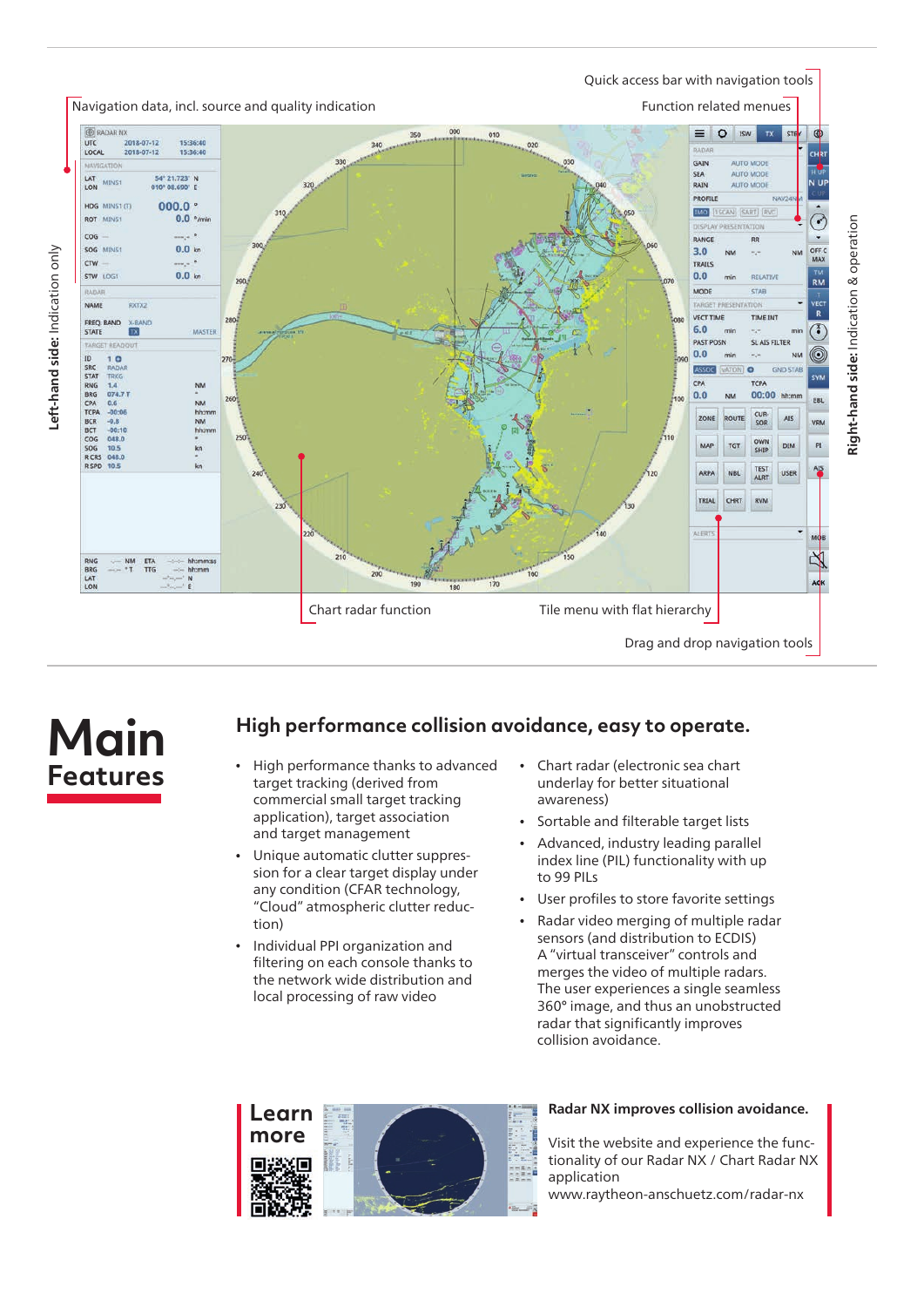Navigation data, incl. source and quality indication

Quick access bar with navigation tools

Function related menues

Left-hand side: Indication only

Right-hand side: Indication & operation

Chart radar function

Tile menu with flat hierarchy

Drag and drop navigation tools

# Main Features

## High performance collision avoidance, easy to operate.

- High performance thanks to advanced target tracking (derived from commercial small target tracking application), target association and target management
- Unique automatic clutter suppression for a clear target display under any condition (CFAR technology, "Cloud" atmospheric clutter reduction)
- Individual PPI organization and filtering on each console thanks to the network wide distribution and local processing of raw video
- Chart radar (electronic sea chart underlay for better situational awareness)
- Sortable and filterable target lists
- Advanced, industry leading parallel index line (PIL) functionality with up to 99 PILs
- User profiles to store favorite settings
- Radar video merging of multiple radar sensors (and distribution to ECDIS) A "virtual transceiver" controls and merges the video of multiple radars. The user experiences a single seamless 360° image, and thus an unobstructed radar that significantly improves collision avoidance.

**Learn more**

**Radar NX improves collision avoidance.**

Visit the website and experience the functionality of our Radar NX / Chart Radar NX application
www.raytheon-anschuetz.com/radar-nx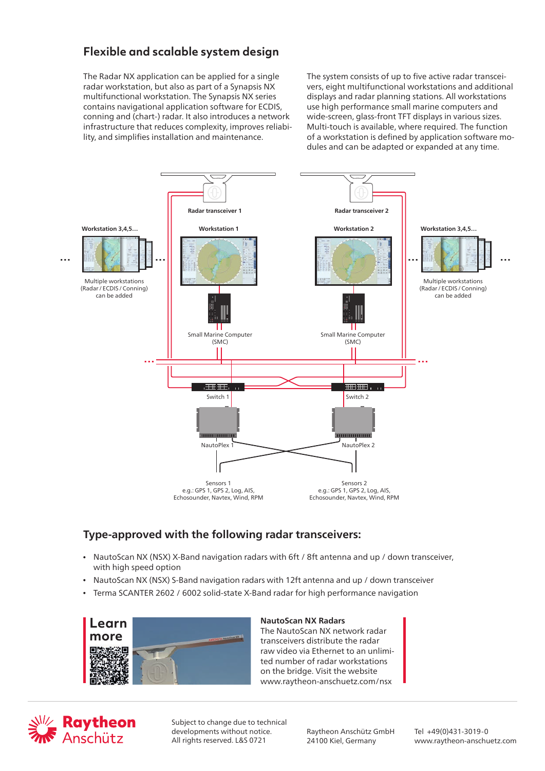## Flexible and scalable system design

The Radar NX application can be applied for a single radar workstation, but also as part of a Synapsis NX multifunctional workstation. The Synapsis NX series contains navigational application software for ECDIS, conning and (chart-) radar. It also introduces a network infrastructure that reduces complexity, improves reliability, and simplifies installation and maintenance.

The system consists of up to five active radar transceivers, eight multifunctional workstations and additional displays and radar planning stations. All workstations use high performance small marine computers and wide-screen, glass-front TFT displays in various sizes. Multi-touch is available, where required. The function of a workstation is defined by application software modules and can be adapted or expanded at any time.

Radar transceiver 1

Radar transceiver 2

Workstation 3,4,5…

Workstation 1

Workstation 2

Workstation 3,4,5…

Multiple workstations (Radar / ECDIS / Conning) can be added

Multiple workstations (Radar / ECDIS / Conning) can be added

Small Marine Computer (SMC)

Small Marine Computer (SMC)

Switch 1

Switch 2

NautoPlex 1

NautoPlex 2

Sensors 1
e.g.: GPS 1, GPS 2, Log, AIS, Echosounder, Navtex, Wind, RPM

Sensors 2
e.g.: GPS 1, GPS 2, Log, AIS, Echosounder, Navtex, Wind, RPM

## Type-approved with the following radar transceivers:

- NautoScan NX (NSX) X-Band navigation radars with 6ft / 8ft antenna and up / down transceiver, with high speed option
- NautoScan NX (NSX) S-Band navigation radars with 12ft antenna and up / down transceiver
- Terma SCANTER 2602 / 6002 solid-state X-Band radar for high performance navigation

**Learn more**

**NautoScan NX Radars**
The NautoScan NX network radar transceivers distribute the radar raw video via Ethernet to an unlimited number of radar workstations on the bridge. Visit the website www.raytheon-anschuetz.com/nsx

Raytheon Anschütz

Subject to change due to technical developments without notice.
All rights reserved. L&S 0721

Raytheon Anschütz GmbH
24100 Kiel, Germany

Tel +49(0)431-3019-0
www.raytheon-anschuetz.com